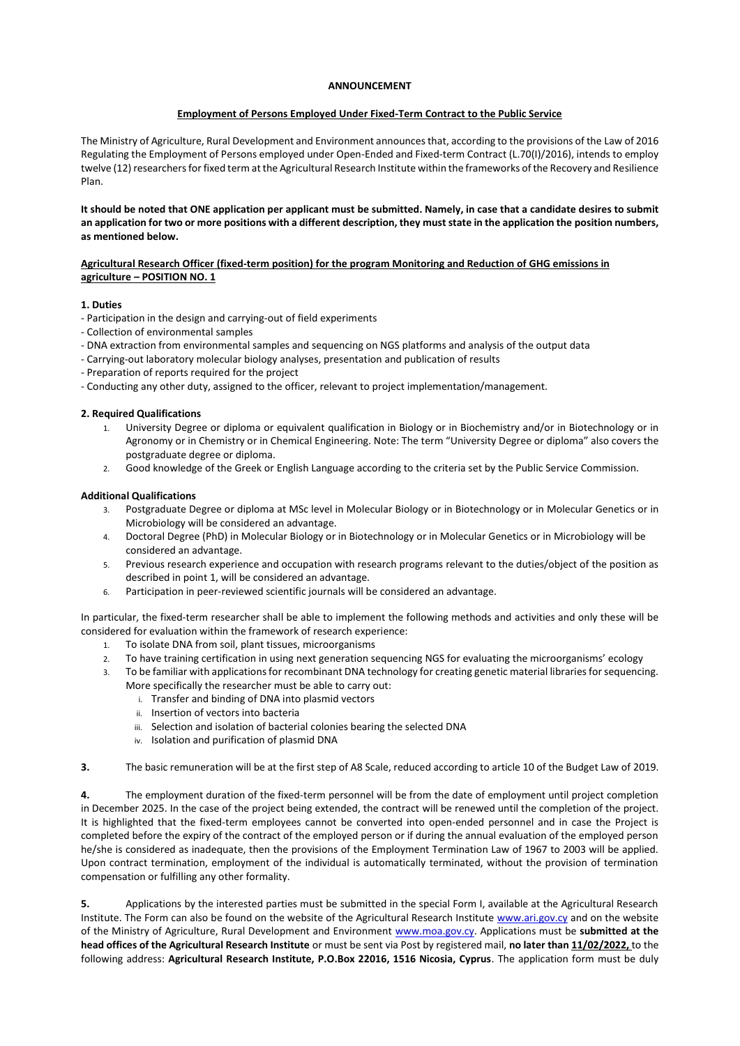# ANNOUNCEMENT

## Employment of Persons Employed Under Fixed-Term Contract to the Public Service

The Ministry of Agriculture, Rural Development and Environment announces that, according to the provisions of the Law of 2016 Regulating the Employment of Persons employed under Open-Ended and Fixed-term Contract (L.70(I)/2016), intends to employ twelve (12) researchers for fixed term at the Agricultural Research Institute within the frameworks of the Recovery and Resilience Plan.

**It should be noted that ONE application per applicant must be submitted. Namely, in case that a candidate desires to submit an application for two or more positions with a different description, they must state in the application the position numbers, as mentioned below.**

### Agricultural Research Officer (fixed-term position) for the program Monitoring and Reduction of GHG emissions in agriculture – POSITION NO. 1

**1. Duties**

- Participation in the design and carrying-out of field experiments
- Collection of environmental samples
- DNA extraction from environmental samples and sequencing on NGS platforms and analysis of the output data
- Carrying-out laboratory molecular biology analyses, presentation and publication of results
- Preparation of reports required for the project
- Conducting any other duty, assigned to the officer, relevant to project implementation/management.

**2. Required Qualifications**

1. University Degree or diploma or equivalent qualification in Biology or in Biochemistry and/or in Biotechnology or in Agronomy or in Chemistry or in Chemical Engineering. Note: The term "University Degree or diploma" also covers the postgraduate degree or diploma.
2. Good knowledge of the Greek or English Language according to the criteria set by the Public Service Commission.

**Additional Qualifications**

3. Postgraduate Degree or diploma at MSc level in Molecular Biology or in Biotechnology or in Molecular Genetics or in Microbiology will be considered an advantage.
4. Doctoral Degree (PhD) in Molecular Biology or in Biotechnology or in Molecular Genetics or in Microbiology will be considered an advantage.
5. Previous research experience and occupation with research programs relevant to the duties/object of the position as described in point 1, will be considered an advantage.
6. Participation in peer-reviewed scientific journals will be considered an advantage.

In particular, the fixed-term researcher shall be able to implement the following methods and activities and only these will be considered for evaluation within the framework of research experience:

1. To isolate DNA from soil, plant tissues, microorganisms
2. To have training certification in using next generation sequencing NGS for evaluating the microorganisms' ecology
3. To be familiar with applications for recombinant DNA technology for creating genetic material libraries for sequencing. More specifically the researcher must be able to carry out:
   i. Transfer and binding of DNA into plasmid vectors
   ii. Insertion of vectors into bacteria
   iii. Selection and isolation of bacterial colonies bearing the selected DNA
   iv. Isolation and purification of plasmid DNA

**3.** The basic remuneration will be at the first step of A8 Scale, reduced according to article 10 of the Budget Law of 2019.

**4.** The employment duration of the fixed-term personnel will be from the date of employment until project completion in December 2025. In the case of the project being extended, the contract will be renewed until the completion of the project. It is highlighted that the fixed-term employees cannot be converted into open-ended personnel and in case the Project is completed before the expiry of the contract of the employed person or if during the annual evaluation of the employed person he/she is considered as inadequate, then the provisions of the Employment Termination Law of 1967 to 2003 will be applied. Upon contract termination, employment of the individual is automatically terminated, without the provision of termination compensation or fulfilling any other formality.

**5.** Applications by the interested parties must be submitted in the special Form I, available at the Agricultural Research Institute. The Form can also be found on the website of the Agricultural Research Institute www.ari.gov.cy and on the website of the Ministry of Agriculture, Rural Development and Environment www.moa.gov.cy. Applications must be **submitted at the head offices of the Agricultural Research Institute** or must be sent via Post by registered mail, **no later than 11/02/2022,** to the following address: **Agricultural Research Institute, P.O.Box 22016, 1516 Nicosia, Cyprus**. The application form must be duly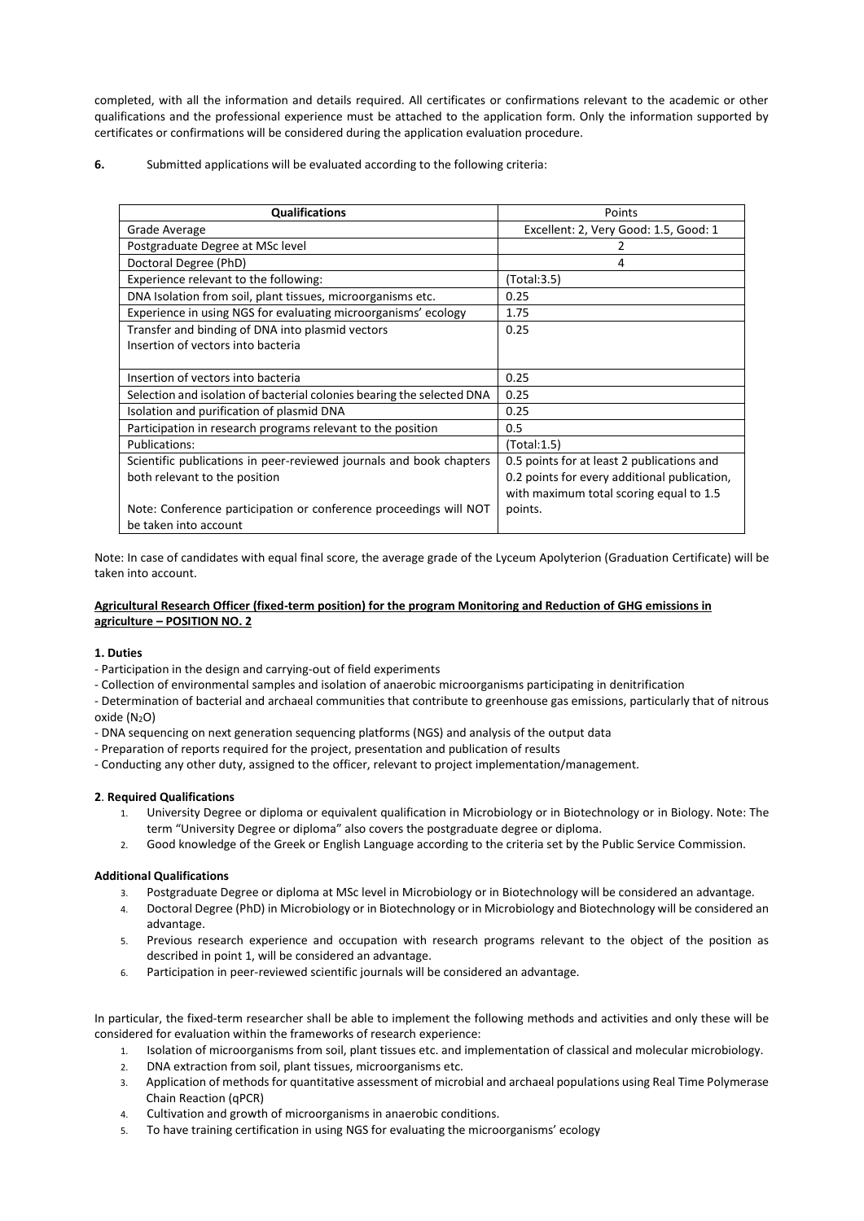completed, with all the information and details required. All certificates or confirmations relevant to the academic or other qualifications and the professional experience must be attached to the application form. Only the information supported by certificates or confirmations will be considered during the application evaluation procedure.

**6.** Submitted applications will be evaluated according to the following criteria:

| Qualifications | Points |
|---|---|
| Grade Average | Excellent: 2, Very Good: 1.5, Good: 1 |
| Postgraduate Degree at MSc level | 2 |
| Doctoral Degree (PhD) | 4 |
| Experience relevant to the following: | (Total:3.5) |
| DNA Isolation from soil, plant tissues, microorganisms etc. | 0.25 |
| Experience in using NGS for evaluating microorganisms' ecology | 1.75 |
| Transfer and binding of DNA into plasmid vectors<br>Insertion of vectors into bacteria | 0.25 |
| Insertion of vectors into bacteria | 0.25 |
| Selection and isolation of bacterial colonies bearing the selected DNA | 0.25 |
| Isolation and purification of plasmid DNA | 0.25 |
| Participation in research programs relevant to the position | 0.5 |
| Publications: | (Total:1.5) |
| Scientific publications in peer-reviewed journals and book chapters both relevant to the position<br><br>Note: Conference participation or conference proceedings will NOT be taken into account | 0.5 points for at least 2 publications and 0.2 points for every additional publication, with maximum total scoring equal to 1.5 points. |

Note: In case of candidates with equal final score, the average grade of the Lyceum Apolyterion (Graduation Certificate) will be taken into account.

**Agricultural Research Officer (fixed-term position) for the program Monitoring and Reduction of GHG emissions in agriculture – POSITION NO. 2**

**1. Duties**

- Participation in the design and carrying-out of field experiments
- Collection of environmental samples and isolation of anaerobic microorganisms participating in denitrification
- Determination of bacterial and archaeal communities that contribute to greenhouse gas emissions, particularly that of nitrous oxide ($N_2O$)
- DNA sequencing on next generation sequencing platforms (NGS) and analysis of the output data
- Preparation of reports required for the project, presentation and publication of results
- Conducting any other duty, assigned to the officer, relevant to project implementation/management.

**2. Required Qualifications**

1. University Degree or diploma or equivalent qualification in Microbiology or in Biotechnology or in Biology. Note: The term "University Degree or diploma" also covers the postgraduate degree or diploma.
2. Good knowledge of the Greek or English Language according to the criteria set by the Public Service Commission.

**Additional Qualifications**

3. Postgraduate Degree or diploma at MSc level in Microbiology or in Biotechnology will be considered an advantage.
4. Doctoral Degree (PhD) in Microbiology or in Biotechnology or in Microbiology and Biotechnology will be considered an advantage.
5. Previous research experience and occupation with research programs relevant to the object of the position as described in point 1, will be considered an advantage.
6. Participation in peer-reviewed scientific journals will be considered an advantage.

In particular, the fixed-term researcher shall be able to implement the following methods and activities and only these will be considered for evaluation within the frameworks of research experience:

1. Isolation of microorganisms from soil, plant tissues etc. and implementation of classical and molecular microbiology.
2. DNA extraction from soil, plant tissues, microorganisms etc.
3. Application of methods for quantitative assessment of microbial and archaeal populations using Real Time Polymerase Chain Reaction (qPCR)
4. Cultivation and growth of microorganisms in anaerobic conditions.
5. To have training certification in using NGS for evaluating the microorganisms' ecology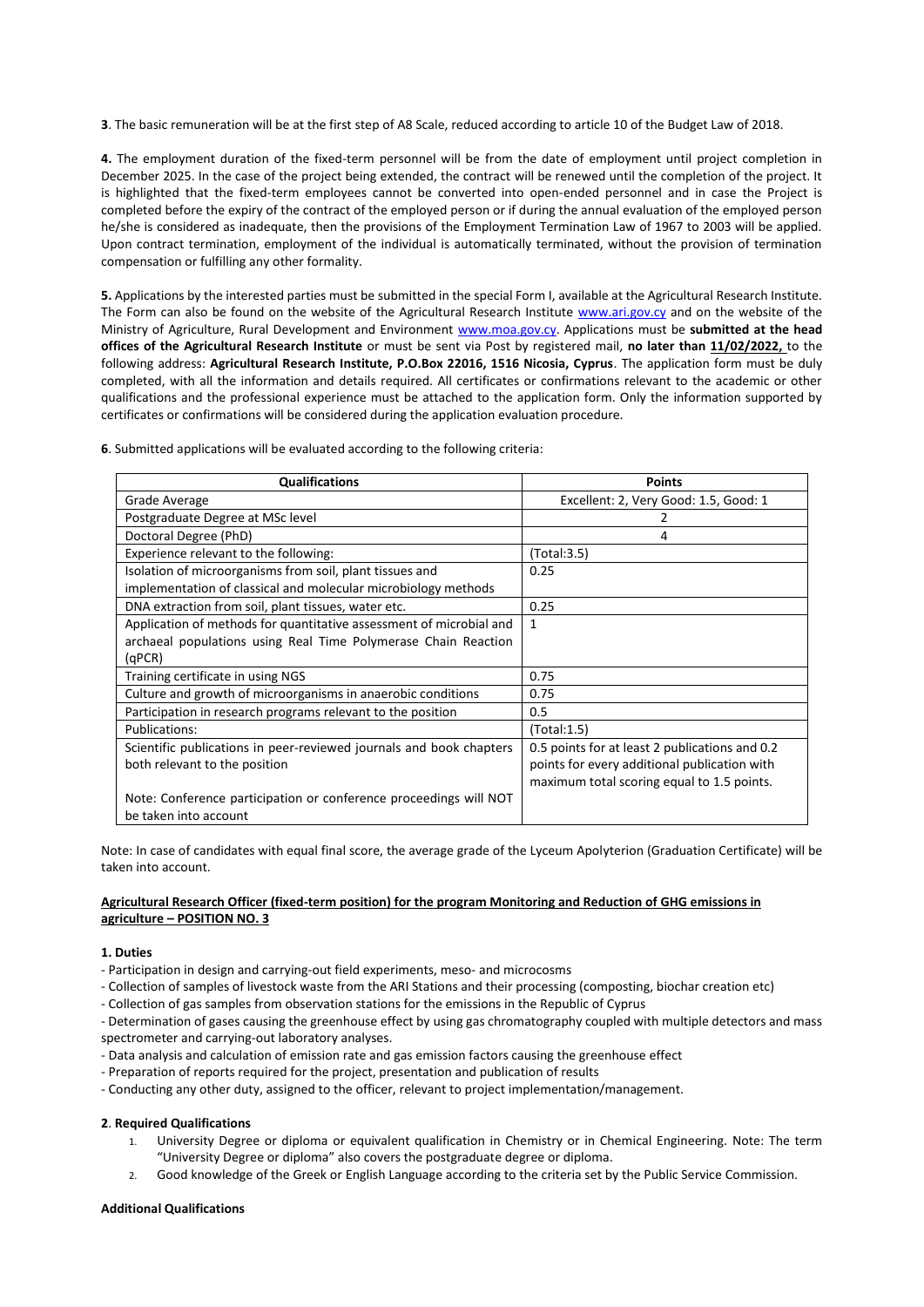**3**. The basic remuneration will be at the first step of A8 Scale, reduced according to article 10 of the Budget Law of 2018.

**4.** The employment duration of the fixed-term personnel will be from the date of employment until project completion in December 2025. In the case of the project being extended, the contract will be renewed until the completion of the project. It is highlighted that the fixed-term employees cannot be converted into open-ended personnel and in case the Project is completed before the expiry of the contract of the employed person or if during the annual evaluation of the employed person he/she is considered as inadequate, then the provisions of the Employment Termination Law of 1967 to 2003 will be applied. Upon contract termination, employment of the individual is automatically terminated, without the provision of termination compensation or fulfilling any other formality.

**5.** Applications by the interested parties must be submitted in the special Form I, available at the Agricultural Research Institute. The Form can also be found on the website of the Agricultural Research Institute www.ari.gov.cy and on the website of the Ministry of Agriculture, Rural Development and Environment www.moa.gov.cy. Applications must be **submitted at the head offices of the Agricultural Research Institute** or must be sent via Post by registered mail, **no later than 11/02/2022,** to the following address: **Agricultural Research Institute, P.O.Box 22016, 1516 Nicosia, Cyprus**. The application form must be duly completed, with all the information and details required. All certificates or confirmations relevant to the academic or other qualifications and the professional experience must be attached to the application form. Only the information supported by certificates or confirmations will be considered during the application evaluation procedure.

**6**. Submitted applications will be evaluated according to the following criteria:

| Qualifications | Points |
|---|---|
| Grade Average | Excellent: 2, Very Good: 1.5, Good: 1 |
| Postgraduate Degree at MSc level | 2 |
| Doctoral Degree (PhD) | 4 |
| Experience relevant to the following: | (Total:3.5) |
| Isolation of microorganisms from soil, plant tissues and implementation of classical and molecular microbiology methods | 0.25 |
| DNA extraction from soil, plant tissues, water etc. | 0.25 |
| Application of methods for quantitative assessment of microbial and archaeal populations using Real Time Polymerase Chain Reaction (qPCR) | 1 |
| Training certificate in using NGS | 0.75 |
| Culture and growth of microorganisms in anaerobic conditions | 0.75 |
| Participation in research programs relevant to the position | 0.5 |
| Publications: | (Total:1.5) |
| Scientific publications in peer-reviewed journals and book chapters both relevant to the position<br><br>Note: Conference participation or conference proceedings will NOT be taken into account | 0.5 points for at least 2 publications and 0.2 points for every additional publication with maximum total scoring equal to 1.5 points. |

Note: In case of candidates with equal final score, the average grade of the Lyceum Apolyterion (Graduation Certificate) will be taken into account.

**Agricultural Research Officer (fixed-term position) for the program Monitoring and Reduction of GHG emissions in agriculture – POSITION NO. 3**

**1. Duties**

- Participation in design and carrying-out field experiments, meso- and microcosms
- Collection of samples of livestock waste from the ARI Stations and their processing (composting, biochar creation etc)
- Collection of gas samples from observation stations for the emissions in the Republic of Cyprus
- Determination of gases causing the greenhouse effect by using gas chromatography coupled with multiple detectors and mass spectrometer and carrying-out laboratory analyses.
- Data analysis and calculation of emission rate and gas emission factors causing the greenhouse effect
- Preparation of reports required for the project, presentation and publication of results
- Conducting any other duty, assigned to the officer, relevant to project implementation/management.

**2**. **Required Qualifications**

1. University Degree or diploma or equivalent qualification in Chemistry or in Chemical Engineering. Note: The term "University Degree or diploma" also covers the postgraduate degree or diploma.
2. Good knowledge of the Greek or English Language according to the criteria set by the Public Service Commission.

**Additional Qualifications**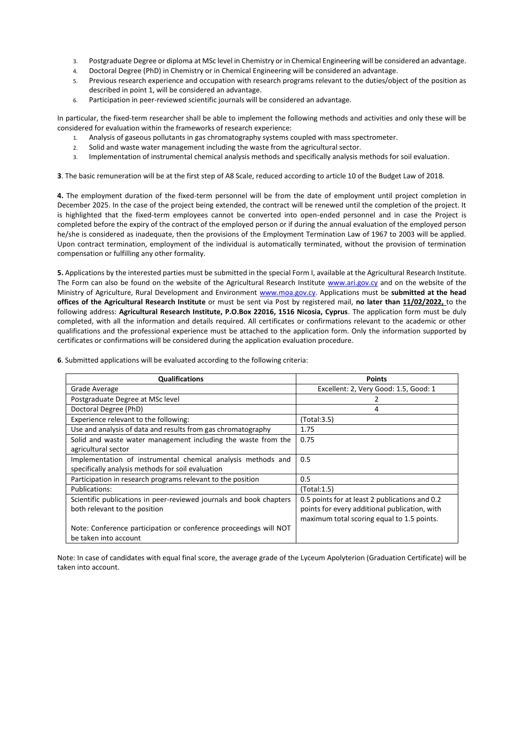3. Postgraduate Degree or diploma at MSc level in Chemistry or in Chemical Engineering will be considered an advantage.
4. Doctoral Degree (PhD) in Chemistry or in Chemical Engineering will be considered an advantage.
5. Previous research experience and occupation with research programs relevant to the duties/object of the position as described in point 1, will be considered an advantage.
6. Participation in peer-reviewed scientific journals will be considered an advantage.

In particular, the fixed-term researcher shall be able to implement the following methods and activities and only these will be considered for evaluation within the frameworks of research experience:

1. Analysis of gaseous pollutants in gas chromatography systems coupled with mass spectrometer.
2. Solid and waste water management including the waste from the agricultural sector.
3. Implementation of instrumental chemical analysis methods and specifically analysis methods for soil evaluation.

**3**. The basic remuneration will be at the first step of A8 Scale, reduced according to article 10 of the Budget Law of 2018.

**4.** The employment duration of the fixed-term personnel will be from the date of employment until project completion in December 2025. In the case of the project being extended, the contract will be renewed until the completion of the project. It is highlighted that the fixed-term employees cannot be converted into open-ended personnel and in case the Project is completed before the expiry of the contract of the employed person or if during the annual evaluation of the employed person he/she is considered as inadequate, then the provisions of the Employment Termination Law of 1967 to 2003 will be applied. Upon contract termination, employment of the individual is automatically terminated, without the provision of termination compensation or fulfilling any other formality.

**5.** Applications by the interested parties must be submitted in the special Form I, available at the Agricultural Research Institute. The Form can also be found on the website of the Agricultural Research Institute www.ari.gov.cy and on the website of the Ministry of Agriculture, Rural Development and Environment www.moa.gov.cy. Applications must be **submitted at the head offices of the Agricultural Research Institute** or must be sent via Post by registered mail, **no later than 11/02/2022,** to the following address: **Agricultural Research Institute, P.O.Box 22016, 1516 Nicosia, Cyprus**. The application form must be duly completed, with all the information and details required. All certificates or confirmations relevant to the academic or other qualifications and the professional experience must be attached to the application form. Only the information supported by certificates or confirmations will be considered during the application evaluation procedure.

**6**. Submitted applications will be evaluated according to the following criteria:

| Qualifications | Points |
|---|---|
| Grade Average | Excellent: 2, Very Good: 1.5, Good: 1 |
| Postgraduate Degree at MSc level | 2 |
| Doctoral Degree (PhD) | 4 |
| Experience relevant to the following: | (Total:3.5) |
| Use and analysis of data and results from gas chromatography | 1.75 |
| Solid and waste water management including the waste from the agricultural sector | 0.75 |
| Implementation of instrumental chemical analysis methods and specifically analysis methods for soil evaluation | 0.5 |
| Participation in research programs relevant to the position | 0.5 |
| Publications: | (Total:1.5) |
| Scientific publications in peer-reviewed journals and book chapters both relevant to the position<br><br>Note: Conference participation or conference proceedings will NOT be taken into account | 0.5 points for at least 2 publications and 0.2 points for every additional publication, with maximum total scoring equal to 1.5 points. |

Note: In case of candidates with equal final score, the average grade of the Lyceum Apolyterion (Graduation Certificate) will be taken into account.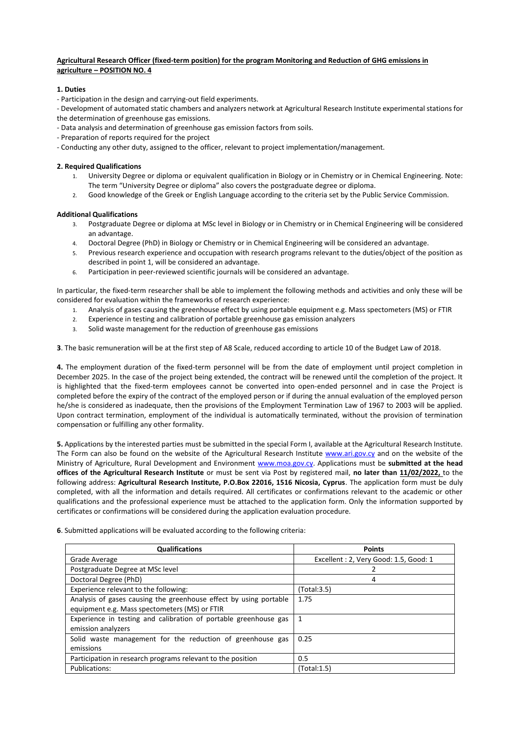**Agricultural Research Officer (fixed-term position) for the program Monitoring and Reduction of GHG emissions in agriculture – POSITION NO. 4**

**1. Duties**

- Participation in the design and carrying-out field experiments.
- Development of automated static chambers and analyzers network at Agricultural Research Institute experimental stations for the determination of greenhouse gas emissions.
- Data analysis and determination of greenhouse gas emission factors from soils.
- Preparation of reports required for the project
- Conducting any other duty, assigned to the officer, relevant to project implementation/management.

**2. Required Qualifications**

1. University Degree or diploma or equivalent qualification in Biology or in Chemistry or in Chemical Engineering. Note: The term "University Degree or diploma" also covers the postgraduate degree or diploma.
2. Good knowledge of the Greek or English Language according to the criteria set by the Public Service Commission.

**Additional Qualifications**

3. Postgraduate Degree or diploma at MSc level in Biology or in Chemistry or in Chemical Engineering will be considered an advantage.
4. Doctoral Degree (PhD) in Biology or Chemistry or in Chemical Engineering will be considered an advantage.
5. Previous research experience and occupation with research programs relevant to the duties/object of the position as described in point 1, will be considered an advantage.
6. Participation in peer-reviewed scientific journals will be considered an advantage.

In particular, the fixed-term researcher shall be able to implement the following methods and activities and only these will be considered for evaluation within the frameworks of research experience:

1. Analysis of gases causing the greenhouse effect by using portable equipment e.g. Mass spectometers (MS) or FTIR
2. Experience in testing and calibration of portable greenhouse gas emission analyzers
3. Solid waste management for the reduction of greenhouse gas emissions

**3**. The basic remuneration will be at the first step of A8 Scale, reduced according to article 10 of the Budget Law of 2018.

**4.** The employment duration of the fixed-term personnel will be from the date of employment until project completion in December 2025. In the case of the project being extended, the contract will be renewed until the completion of the project. It is highlighted that the fixed-term employees cannot be converted into open-ended personnel and in case the Project is completed before the expiry of the contract of the employed person or if during the annual evaluation of the employed person he/she is considered as inadequate, then the provisions of the Employment Termination Law of 1967 to 2003 will be applied. Upon contract termination, employment of the individual is automatically terminated, without the provision of termination compensation or fulfilling any other formality.

**5.** Applications by the interested parties must be submitted in the special Form I, available at the Agricultural Research Institute. The Form can also be found on the website of the Agricultural Research Institute www.ari.gov.cy and on the website of the Ministry of Agriculture, Rural Development and Environment www.moa.gov.cy. Applications must be **submitted at the head offices of the Agricultural Research Institute** or must be sent via Post by registered mail, **no later than 11/02/2022,** to the following address: **Agricultural Research Institute, P.O.Box 22016, 1516 Nicosia, Cyprus**. The application form must be duly completed, with all the information and details required. All certificates or confirmations relevant to the academic or other qualifications and the professional experience must be attached to the application form. Only the information supported by certificates or confirmations will be considered during the application evaluation procedure.

**6**. Submitted applications will be evaluated according to the following criteria:

| Qualifications | Points |
|---|---|
| Grade Average | Excellent : 2, Very Good: 1.5, Good: 1 |
| Postgraduate Degree at MSc level | 2 |
| Doctoral Degree (PhD) | 4 |
| Experience relevant to the following: | (Total:3.5) |
| Analysis of gases causing the greenhouse effect by using portable equipment e.g. Mass spectometers (MS) or FTIR | 1.75 |
| Experience in testing and calibration of portable greenhouse gas emission analyzers | 1 |
| Solid waste management for the reduction of greenhouse gas emissions | 0.25 |
| Participation in research programs relevant to the position | 0.5 |
| Publications: | (Total:1.5) |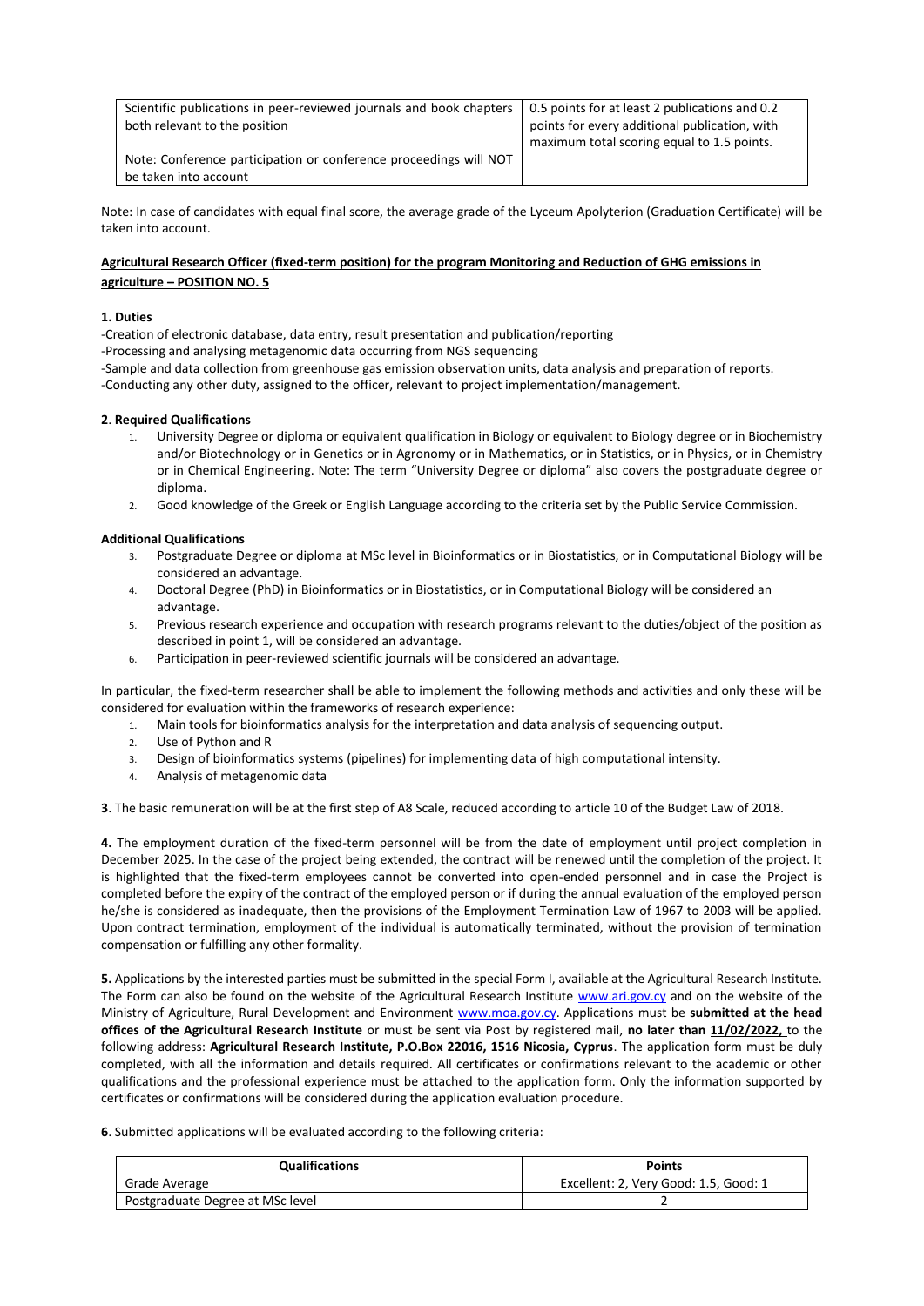| Scientific publications in peer-reviewed journals and book chapters both relevant to the position<br><br>Note: Conference participation or conference proceedings will NOT be taken into account | 0.5 points for at least 2 publications and 0.2 points for every additional publication, with maximum total scoring equal to 1.5 points. |
|---|---|

Note: In case of candidates with equal final score, the average grade of the Lyceum Apolyterion (Graduation Certificate) will be taken into account.

## Agricultural Research Officer (fixed-term position) for the program Monitoring and Reduction of GHG emissions in agriculture – POSITION NO. 5

**1. Duties**

-Creation of electronic database, data entry, result presentation and publication/reporting
-Processing and analysing metagenomic data occurring from NGS sequencing
-Sample and data collection from greenhouse gas emission observation units, data analysis and preparation of reports.
-Conducting any other duty, assigned to the officer, relevant to project implementation/management.

**2**. **Required Qualifications**

1. University Degree or diploma or equivalent qualification in Biology or equivalent to Biology degree or in Biochemistry and/or Biotechnology or in Genetics or in Agronomy or in Mathematics, or in Statistics, or in Physics, or in Chemistry or in Chemical Engineering. Note: The term "University Degree or diploma" also covers the postgraduate degree or diploma.
2. Good knowledge of the Greek or English Language according to the criteria set by the Public Service Commission.

**Additional Qualifications**

3. Postgraduate Degree or diploma at MSc level in Bioinformatics or in Biostatistics, or in Computational Biology will be considered an advantage.
4. Doctoral Degree (PhD) in Bioinformatics or in Biostatistics, or in Computational Biology will be considered an advantage.
5. Previous research experience and occupation with research programs relevant to the duties/object of the position as described in point 1, will be considered an advantage.
6. Participation in peer-reviewed scientific journals will be considered an advantage.

In particular, the fixed-term researcher shall be able to implement the following methods and activities and only these will be considered for evaluation within the frameworks of research experience:

1. Main tools for bioinformatics analysis for the interpretation and data analysis of sequencing output.
2. Use of Python and R
3. Design of bioinformatics systems (pipelines) for implementing data of high computational intensity.
4. Analysis of metagenomic data

**3**. The basic remuneration will be at the first step of A8 Scale, reduced according to article 10 of the Budget Law of 2018.

**4.** The employment duration of the fixed-term personnel will be from the date of employment until project completion in December 2025. In the case of the project being extended, the contract will be renewed until the completion of the project. It is highlighted that the fixed-term employees cannot be converted into open-ended personnel and in case the Project is completed before the expiry of the contract of the employed person or if during the annual evaluation of the employed person he/she is considered as inadequate, then the provisions of the Employment Termination Law of 1967 to 2003 will be applied. Upon contract termination, employment of the individual is automatically terminated, without the provision of termination compensation or fulfilling any other formality.

**5.** Applications by the interested parties must be submitted in the special Form I, available at the Agricultural Research Institute. The Form can also be found on the website of the Agricultural Research Institute www.ari.gov.cy and on the website of the Ministry of Agriculture, Rural Development and Environment www.moa.gov.cy. Applications must be **submitted at the head offices of the Agricultural Research Institute** or must be sent via Post by registered mail, **no later than 11/02/2022,** to the following address: **Agricultural Research Institute, P.O.Box 22016, 1516 Nicosia, Cyprus**. The application form must be duly completed, with all the information and details required. All certificates or confirmations relevant to the academic or other qualifications and the professional experience must be attached to the application form. Only the information supported by certificates or confirmations will be considered during the application evaluation procedure.

**6**. Submitted applications will be evaluated according to the following criteria:

| Qualifications | Points |
|---|---|
| Grade Average | Excellent: 2, Very Good: 1.5, Good: 1 |
| Postgraduate Degree at MSc level | 2 |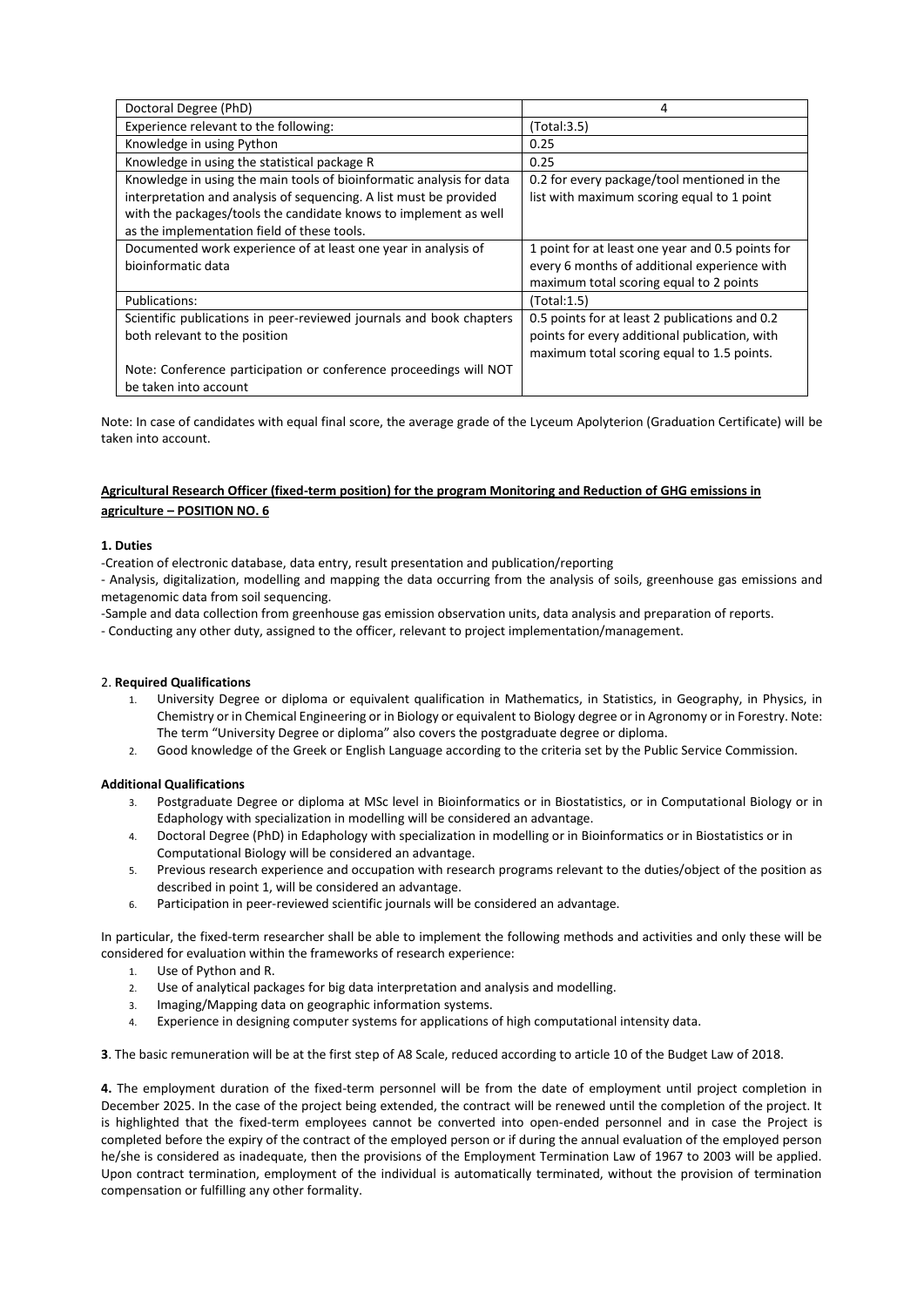| Doctoral Degree (PhD) | 4 |
|---|---|
| Experience relevant to the following: | (Total:3.5) |
| Knowledge in using Python | 0.25 |
| Knowledge in using the statistical package R | 0.25 |
| Knowledge in using the main tools of bioinformatic analysis for data interpretation and analysis of sequencing. A list must be provided with the packages/tools the candidate knows to implement as well as the implementation field of these tools. | 0.2 for every package/tool mentioned in the list with maximum scoring equal to 1 point |
| Documented work experience of at least one year in analysis of bioinformatic data | 1 point for at least one year and 0.5 points for every 6 months of additional experience with maximum total scoring equal to 2 points |
| Publications: | (Total:1.5) |
| Scientific publications in peer-reviewed journals and book chapters both relevant to the position<br><br>Note: Conference participation or conference proceedings will NOT be taken into account | 0.5 points for at least 2 publications and 0.2 points for every additional publication, with maximum total scoring equal to 1.5 points. |

Note: In case of candidates with equal final score, the average grade of the Lyceum Apolyterion (Graduation Certificate) will be taken into account.

**Agricultural Research Officer (fixed-term position) for the program Monitoring and Reduction of GHG emissions in agriculture – POSITION NO. 6**

**1. Duties**

-Creation of electronic database, data entry, result presentation and publication/reporting

- Analysis, digitalization, modelling and mapping the data occurring from the analysis of soils, greenhouse gas emissions and metagenomic data from soil sequencing.

-Sample and data collection from greenhouse gas emission observation units, data analysis and preparation of reports.

- Conducting any other duty, assigned to the officer, relevant to project implementation/management.

2. **Required Qualifications**

1. University Degree or diploma or equivalent qualification in Mathematics, in Statistics, in Geography, in Physics, in Chemistry or in Chemical Engineering or in Biology or equivalent to Biology degree or in Agronomy or in Forestry. Note: The term "University Degree or diploma" also covers the postgraduate degree or diploma.
2. Good knowledge of the Greek or English Language according to the criteria set by the Public Service Commission.

**Additional Qualifications**

3. Postgraduate Degree or diploma at MSc level in Bioinformatics or in Biostatistics, or in Computational Biology or in Edaphology with specialization in modelling will be considered an advantage.
4. Doctoral Degree (PhD) in Edaphology with specialization in modelling or in Bioinformatics or in Biostatistics or in Computational Biology will be considered an advantage.
5. Previous research experience and occupation with research programs relevant to the duties/object of the position as described in point 1, will be considered an advantage.
6. Participation in peer-reviewed scientific journals will be considered an advantage.

In particular, the fixed-term researcher shall be able to implement the following methods and activities and only these will be considered for evaluation within the frameworks of research experience:

1. Use of Python and R.
2. Use of analytical packages for big data interpretation and analysis and modelling.
3. Imaging/Mapping data on geographic information systems.
4. Experience in designing computer systems for applications of high computational intensity data.

**3**. The basic remuneration will be at the first step of A8 Scale, reduced according to article 10 of the Budget Law of 2018.

**4.** The employment duration of the fixed-term personnel will be from the date of employment until project completion in December 2025. In the case of the project being extended, the contract will be renewed until the completion of the project. It is highlighted that the fixed-term employees cannot be converted into open-ended personnel and in case the Project is completed before the expiry of the contract of the employed person or if during the annual evaluation of the employed person he/she is considered as inadequate, then the provisions of the Employment Termination Law of 1967 to 2003 will be applied. Upon contract termination, employment of the individual is automatically terminated, without the provision of termination compensation or fulfilling any other formality.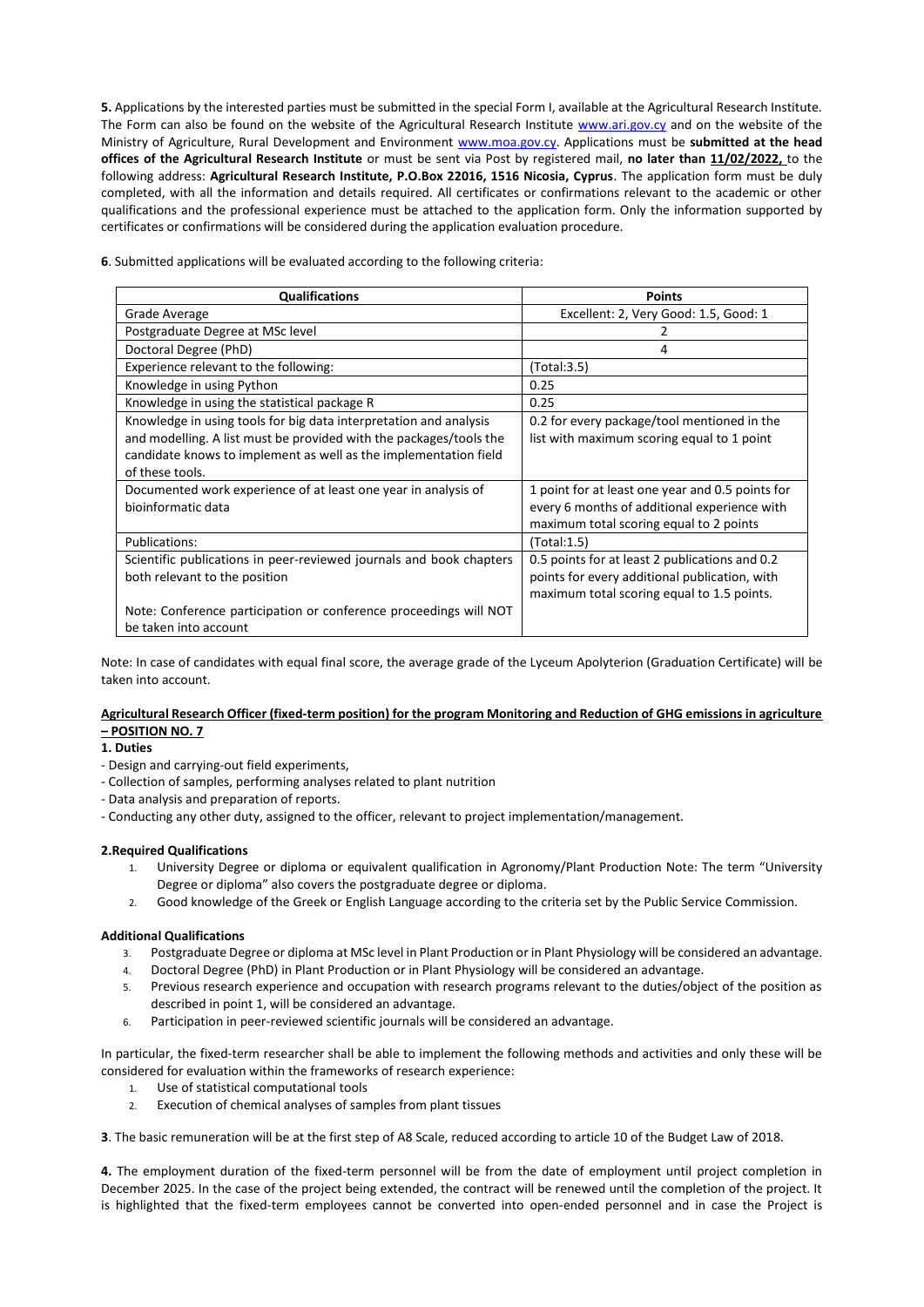**5.** Applications by the interested parties must be submitted in the special Form I, available at the Agricultural Research Institute. The Form can also be found on the website of the Agricultural Research Institute www.ari.gov.cy and on the website of the Ministry of Agriculture, Rural Development and Environment www.moa.gov.cy. Applications must be **submitted at the head offices of the Agricultural Research Institute** or must be sent via Post by registered mail, **no later than 11/02/2022,** to the following address: **Agricultural Research Institute, P.O.Box 22016, 1516 Nicosia, Cyprus**. The application form must be duly completed, with all the information and details required. All certificates or confirmations relevant to the academic or other qualifications and the professional experience must be attached to the application form. Only the information supported by certificates or confirmations will be considered during the application evaluation procedure.

**6**. Submitted applications will be evaluated according to the following criteria:

| Qualifications | Points |
|---|---|
| Grade Average | Excellent: 2, Very Good: 1.5, Good: 1 |
| Postgraduate Degree at MSc level | 2 |
| Doctoral Degree (PhD) | 4 |
| Experience relevant to the following: | (Total:3.5) |
| Knowledge in using Python | 0.25 |
| Knowledge in using the statistical package R | 0.25 |
| Knowledge in using tools for big data interpretation and analysis and modelling. A list must be provided with the packages/tools the candidate knows to implement as well as the implementation field of these tools. | 0.2 for every package/tool mentioned in the list with maximum scoring equal to 1 point |
| Documented work experience of at least one year in analysis of bioinformatic data | 1 point for at least one year and 0.5 points for every 6 months of additional experience with maximum total scoring equal to 2 points |
| Publications: | (Total:1.5) |
| Scientific publications in peer-reviewed journals and book chapters both relevant to the position<br><br>Note: Conference participation or conference proceedings will NOT be taken into account | 0.5 points for at least 2 publications and 0.2 points for every additional publication, with maximum total scoring equal to 1.5 points. |

Note: In case of candidates with equal final score, the average grade of the Lyceum Apolyterion (Graduation Certificate) will be taken into account.

## Agricultural Research Officer (fixed-term position) for the program Monitoring and Reduction of GHG emissions in agriculture – POSITION NO. 7

**1. Duties**

- Design and carrying-out field experiments,
- Collection of samples, performing analyses related to plant nutrition
- Data analysis and preparation of reports.
- Conducting any other duty, assigned to the officer, relevant to project implementation/management.

**2.Required Qualifications**

1. University Degree or diploma or equivalent qualification in Agronomy/Plant Production Note: The term "University Degree or diploma" also covers the postgraduate degree or diploma.
2. Good knowledge of the Greek or English Language according to the criteria set by the Public Service Commission.

**Additional Qualifications**

3. Postgraduate Degree or diploma at MSc level in Plant Production or in Plant Physiology will be considered an advantage.
4. Doctoral Degree (PhD) in Plant Production or in Plant Physiology will be considered an advantage.
5. Previous research experience and occupation with research programs relevant to the duties/object of the position as described in point 1, will be considered an advantage.
6. Participation in peer-reviewed scientific journals will be considered an advantage.

In particular, the fixed-term researcher shall be able to implement the following methods and activities and only these will be considered for evaluation within the frameworks of research experience:

1. Use of statistical computational tools
2. Execution of chemical analyses of samples from plant tissues

**3**. The basic remuneration will be at the first step of A8 Scale, reduced according to article 10 of the Budget Law of 2018.

**4.** The employment duration of the fixed-term personnel will be from the date of employment until project completion in December 2025. In the case of the project being extended, the contract will be renewed until the completion of the project. It is highlighted that the fixed-term employees cannot be converted into open-ended personnel and in case the Project is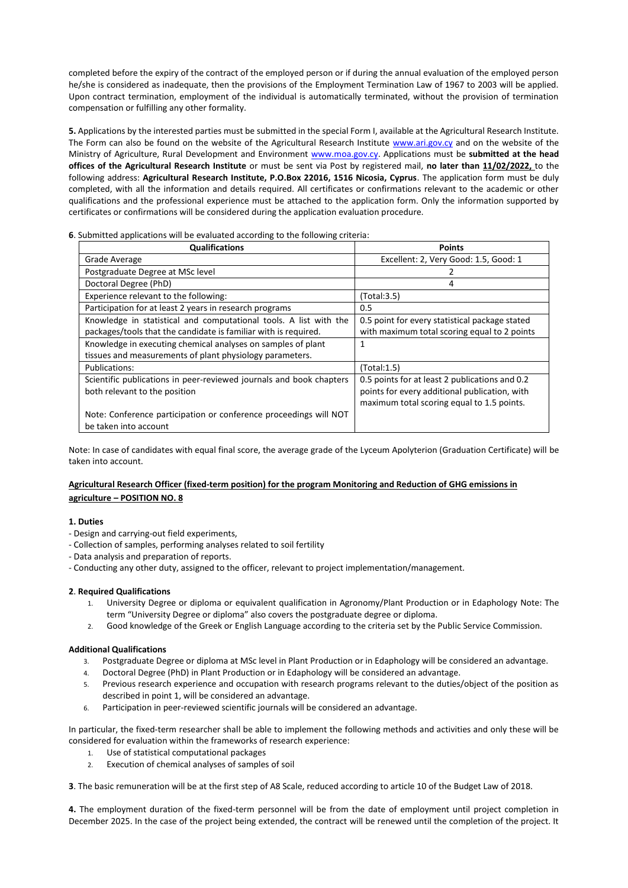completed before the expiry of the contract of the employed person or if during the annual evaluation of the employed person he/she is considered as inadequate, then the provisions of the Employment Termination Law of 1967 to 2003 will be applied. Upon contract termination, employment of the individual is automatically terminated, without the provision of termination compensation or fulfilling any other formality.

**5.** Applications by the interested parties must be submitted in the special Form I, available at the Agricultural Research Institute. The Form can also be found on the website of the Agricultural Research Institute www.ari.gov.cy and on the website of the Ministry of Agriculture, Rural Development and Environment www.moa.gov.cy. Applications must be **submitted at the head offices of the Agricultural Research Institute** or must be sent via Post by registered mail, **no later than 11/02/2022,** to the following address: **Agricultural Research Institute, P.O.Box 22016, 1516 Nicosia, Cyprus**. The application form must be duly completed, with all the information and details required. All certificates or confirmations relevant to the academic or other qualifications and the professional experience must be attached to the application form. Only the information supported by certificates or confirmations will be considered during the application evaluation procedure.

**6**. Submitted applications will be evaluated according to the following criteria:

| Qualifications | Points |
|---|---|
| Grade Average | Excellent: 2, Very Good: 1.5, Good: 1 |
| Postgraduate Degree at MSc level | 2 |
| Doctoral Degree (PhD) | 4 |
| Experience relevant to the following: | (Total:3.5) |
| Participation for at least 2 years in research programs | 0.5 |
| Knowledge in statistical and computational tools. A list with the packages/tools that the candidate is familiar with is required. | 0.5 point for every statistical package stated with maximum total scoring equal to 2 points |
| Knowledge in executing chemical analyses on samples of plant tissues and measurements of plant physiology parameters. | 1 |
| Publications: | (Total:1.5) |
| Scientific publications in peer-reviewed journals and book chapters both relevant to the position<br><br>Note: Conference participation or conference proceedings will NOT be taken into account | 0.5 points for at least 2 publications and 0.2 points for every additional publication, with maximum total scoring equal to 1.5 points. |

Note: In case of candidates with equal final score, the average grade of the Lyceum Apolyterion (Graduation Certificate) will be taken into account.

### Agricultural Research Officer (fixed-term position) for the program Monitoring and Reduction of GHG emissions in agriculture – POSITION NO. 8

**1. Duties**

- Design and carrying-out field experiments,
- Collection of samples, performing analyses related to soil fertility
- Data analysis and preparation of reports.
- Conducting any other duty, assigned to the officer, relevant to project implementation/management.

**2**. **Required Qualifications**

1. University Degree or diploma or equivalent qualification in Agronomy/Plant Production or in Edaphology Note: The term "University Degree or diploma" also covers the postgraduate degree or diploma.
2. Good knowledge of the Greek or English Language according to the criteria set by the Public Service Commission.

**Additional Qualifications**

3. Postgraduate Degree or diploma at MSc level in Plant Production or in Edaphology will be considered an advantage.
4. Doctoral Degree (PhD) in Plant Production or in Edaphology will be considered an advantage.
5. Previous research experience and occupation with research programs relevant to the duties/object of the position as described in point 1, will be considered an advantage.
6. Participation in peer-reviewed scientific journals will be considered an advantage.

In particular, the fixed-term researcher shall be able to implement the following methods and activities and only these will be considered for evaluation within the frameworks of research experience:

1. Use of statistical computational packages
2. Execution of chemical analyses of samples of soil

**3**. The basic remuneration will be at the first step of A8 Scale, reduced according to article 10 of the Budget Law of 2018.

**4.** The employment duration of the fixed-term personnel will be from the date of employment until project completion in December 2025. In the case of the project being extended, the contract will be renewed until the completion of the project. It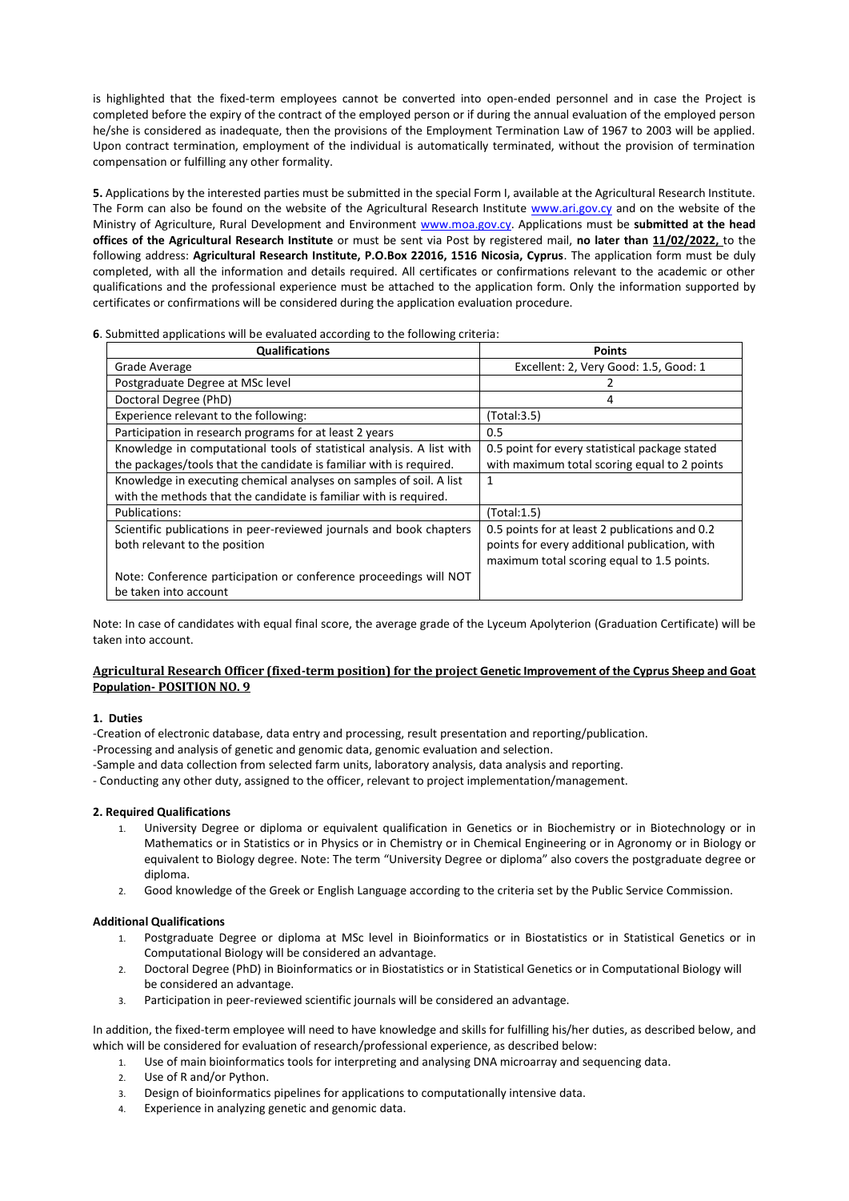is highlighted that the fixed-term employees cannot be converted into open-ended personnel and in case the Project is completed before the expiry of the contract of the employed person or if during the annual evaluation of the employed person he/she is considered as inadequate, then the provisions of the Employment Termination Law of 1967 to 2003 will be applied. Upon contract termination, employment of the individual is automatically terminated, without the provision of termination compensation or fulfilling any other formality.

**5.** Applications by the interested parties must be submitted in the special Form I, available at the Agricultural Research Institute. The Form can also be found on the website of the Agricultural Research Institute www.ari.gov.cy and on the website of the Ministry of Agriculture, Rural Development and Environment www.moa.gov.cy. Applications must be **submitted at the head offices of the Agricultural Research Institute** or must be sent via Post by registered mail, **no later than 11/02/2022,** to the following address: **Agricultural Research Institute, P.O.Box 22016, 1516 Nicosia, Cyprus**. The application form must be duly completed, with all the information and details required. All certificates or confirmations relevant to the academic or other qualifications and the professional experience must be attached to the application form. Only the information supported by certificates or confirmations will be considered during the application evaluation procedure.

**6**. Submitted applications will be evaluated according to the following criteria:

| Qualifications | Points |
|---|---|
| Grade Average | Excellent: 2, Very Good: 1.5, Good: 1 |
| Postgraduate Degree at MSc level | 2 |
| Doctoral Degree (PhD) | 4 |
| Experience relevant to the following: | (Total:3.5) |
| Participation in research programs for at least 2 years | 0.5 |
| Knowledge in computational tools of statistical analysis. A list with the packages/tools that the candidate is familiar with is required. | 0.5 point for every statistical package stated with maximum total scoring equal to 2 points |
| Knowledge in executing chemical analyses on samples of soil. A list with the methods that the candidate is familiar with is required. | 1 |
| Publications: | (Total:1.5) |
| Scientific publications in peer-reviewed journals and book chapters both relevant to the position<br><br>Note: Conference participation or conference proceedings will NOT be taken into account | 0.5 points for at least 2 publications and 0.2 points for every additional publication, with maximum total scoring equal to 1.5 points. |

Note: In case of candidates with equal final score, the average grade of the Lyceum Apolyterion (Graduation Certificate) will be taken into account.

## Agricultural Research Officer (fixed-term position) for the project Genetic Improvement of the Cyprus Sheep and Goat Population- POSITION NO. 9

**1. Duties**

-Creation of electronic database, data entry and processing, result presentation and reporting/publication.

-Processing and analysis of genetic and genomic data, genomic evaluation and selection.

-Sample and data collection from selected farm units, laboratory analysis, data analysis and reporting.

- Conducting any other duty, assigned to the officer, relevant to project implementation/management.

**2. Required Qualifications**

1. University Degree or diploma or equivalent qualification in Genetics or in Biochemistry or in Biotechnology or in Mathematics or in Statistics or in Physics or in Chemistry or in Chemical Engineering or in Agronomy or in Biology or equivalent to Biology degree. Note: The term "University Degree or diploma" also covers the postgraduate degree or diploma.
2. Good knowledge of the Greek or English Language according to the criteria set by the Public Service Commission.

**Additional Qualifications**

1. Postgraduate Degree or diploma at MSc level in Bioinformatics or in Biostatistics or in Statistical Genetics or in Computational Biology will be considered an advantage.
2. Doctoral Degree (PhD) in Bioinformatics or in Biostatistics or in Statistical Genetics or in Computational Biology will be considered an advantage.
3. Participation in peer-reviewed scientific journals will be considered an advantage.

In addition, the fixed-term employee will need to have knowledge and skills for fulfilling his/her duties, as described below, and which will be considered for evaluation of research/professional experience, as described below:

1. Use of main bioinformatics tools for interpreting and analysing DNA microarray and sequencing data.
2. Use of R and/or Python.
3. Design of bioinformatics pipelines for applications to computationally intensive data.
4. Experience in analyzing genetic and genomic data.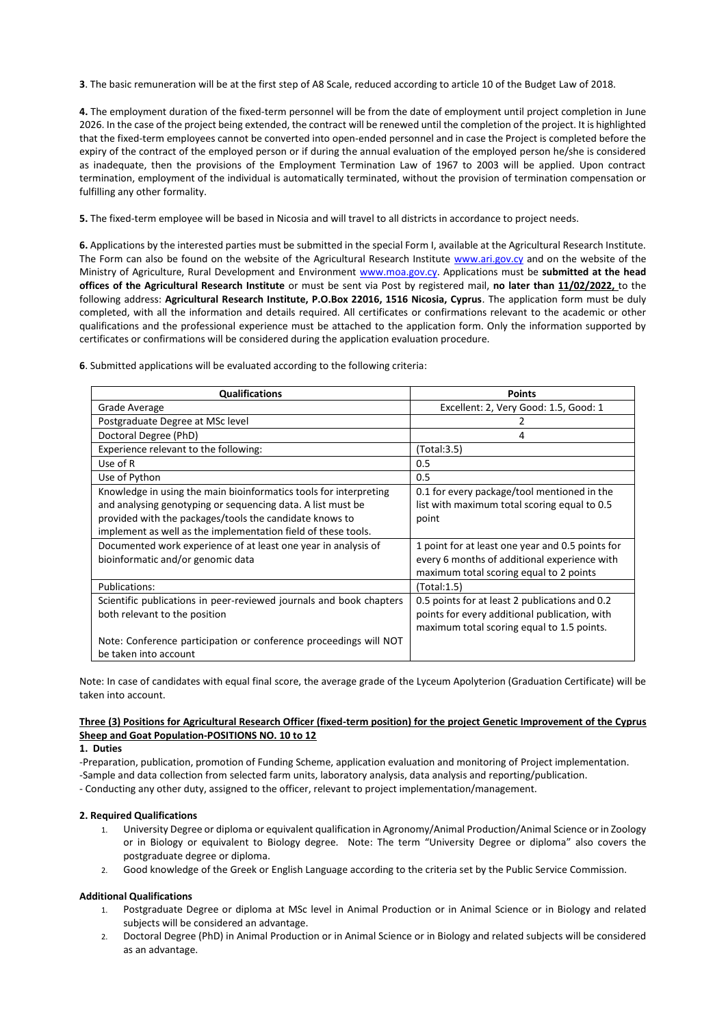**3**. The basic remuneration will be at the first step of A8 Scale, reduced according to article 10 of the Budget Law of 2018.

**4.** The employment duration of the fixed-term personnel will be from the date of employment until project completion in June 2026. In the case of the project being extended, the contract will be renewed until the completion of the project. It is highlighted that the fixed-term employees cannot be converted into open-ended personnel and in case the Project is completed before the expiry of the contract of the employed person or if during the annual evaluation of the employed person he/she is considered as inadequate, then the provisions of the Employment Termination Law of 1967 to 2003 will be applied. Upon contract termination, employment of the individual is automatically terminated, without the provision of termination compensation or fulfilling any other formality.

**5.** The fixed-term employee will be based in Nicosia and will travel to all districts in accordance to project needs.

**6.** Applications by the interested parties must be submitted in the special Form I, available at the Agricultural Research Institute. The Form can also be found on the website of the Agricultural Research Institute www.ari.gov.cy and on the website of the Ministry of Agriculture, Rural Development and Environment www.moa.gov.cy. Applications must be **submitted at the head offices of the Agricultural Research Institute** or must be sent via Post by registered mail, **no later than 11/02/2022,** to the following address: **Agricultural Research Institute, P.O.Box 22016, 1516 Nicosia, Cyprus**. The application form must be duly completed, with all the information and details required. All certificates or confirmations relevant to the academic or other qualifications and the professional experience must be attached to the application form. Only the information supported by certificates or confirmations will be considered during the application evaluation procedure.

**6**. Submitted applications will be evaluated according to the following criteria:

| Qualifications | Points |
|---|---|
| Grade Average | Excellent: 2, Very Good: 1.5, Good: 1 |
| Postgraduate Degree at MSc level | 2 |
| Doctoral Degree (PhD) | 4 |
| Experience relevant to the following: | (Total:3.5) |
| Use of R | 0.5 |
| Use of Python | 0.5 |
| Knowledge in using the main bioinformatics tools for interpreting and analysing genotyping or sequencing data. A list must be provided with the packages/tools the candidate knows to implement as well as the implementation field of these tools. | 0.1 for every package/tool mentioned in the list with maximum total scoring equal to 0.5 point |
| Documented work experience of at least one year in analysis of bioinformatic and/or genomic data | 1 point for at least one year and 0.5 points for every 6 months of additional experience with maximum total scoring equal to 2 points |
| Publications: | (Total:1.5) |
| Scientific publications in peer-reviewed journals and book chapters both relevant to the position<br><br>Note: Conference participation or conference proceedings will NOT be taken into account | 0.5 points for at least 2 publications and 0.2 points for every additional publication, with maximum total scoring equal to 1.5 points. |

Note: In case of candidates with equal final score, the average grade of the Lyceum Apolyterion (Graduation Certificate) will be taken into account.

### Three (3) Positions for Agricultural Research Officer (fixed-term position) for the project Genetic Improvement of the Cyprus Sheep and Goat Population-POSITIONS NO. 10 to 12

**1. Duties**

-Preparation, publication, promotion of Funding Scheme, application evaluation and monitoring of Project implementation.
-Sample and data collection from selected farm units, laboratory analysis, data analysis and reporting/publication.
- Conducting any other duty, assigned to the officer, relevant to project implementation/management.

**2. Required Qualifications**

1. University Degree or diploma or equivalent qualification in Agronomy/Animal Production/Animal Science or in Zoology or in Biology or equivalent to Biology degree. Note: The term "University Degree or diploma" also covers the postgraduate degree or diploma.
2. Good knowledge of the Greek or English Language according to the criteria set by the Public Service Commission.

**Additional Qualifications**

1. Postgraduate Degree or diploma at MSc level in Animal Production or in Animal Science or in Biology and related subjects will be considered an advantage.
2. Doctoral Degree (PhD) in Animal Production or in Animal Science or in Biology and related subjects will be considered as an advantage.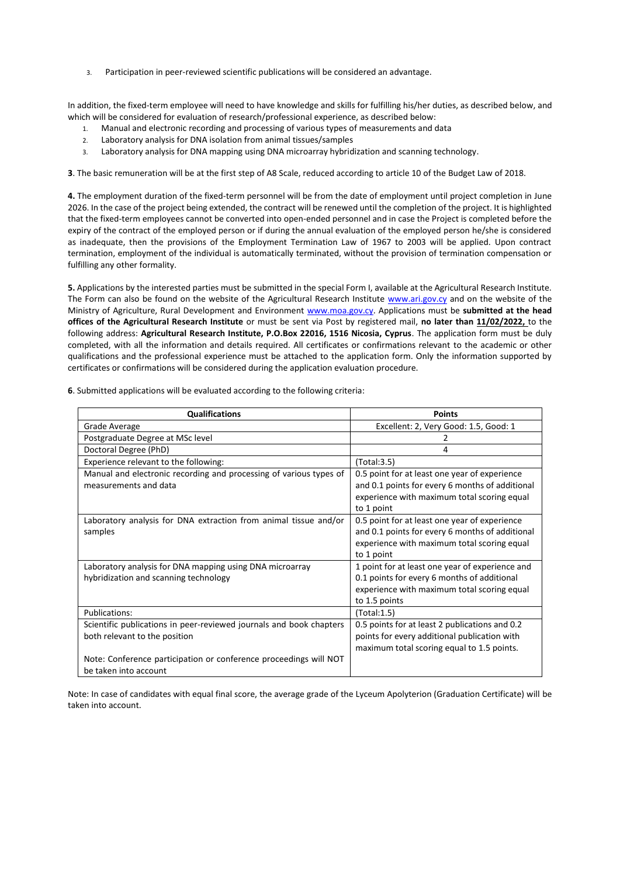3. Participation in peer-reviewed scientific publications will be considered an advantage.

In addition, the fixed-term employee will need to have knowledge and skills for fulfilling his/her duties, as described below, and which will be considered for evaluation of research/professional experience, as described below:

1. Manual and electronic recording and processing of various types of measurements and data
2. Laboratory analysis for DNA isolation from animal tissues/samples
3. Laboratory analysis for DNA mapping using DNA microarray hybridization and scanning technology.

**3**. The basic remuneration will be at the first step of A8 Scale, reduced according to article 10 of the Budget Law of 2018.

**4.** The employment duration of the fixed-term personnel will be from the date of employment until project completion in June 2026. In the case of the project being extended, the contract will be renewed until the completion of the project. It is highlighted that the fixed-term employees cannot be converted into open-ended personnel and in case the Project is completed before the expiry of the contract of the employed person or if during the annual evaluation of the employed person he/she is considered as inadequate, then the provisions of the Employment Termination Law of 1967 to 2003 will be applied. Upon contract termination, employment of the individual is automatically terminated, without the provision of termination compensation or fulfilling any other formality.

**5.** Applications by the interested parties must be submitted in the special Form I, available at the Agricultural Research Institute. The Form can also be found on the website of the Agricultural Research Institute www.ari.gov.cy and on the website of the Ministry of Agriculture, Rural Development and Environment www.moa.gov.cy. Applications must be **submitted at the head offices of the Agricultural Research Institute** or must be sent via Post by registered mail, **no later than 11/02/2022,** to the following address: **Agricultural Research Institute, P.O.Box 22016, 1516 Nicosia, Cyprus**. The application form must be duly completed, with all the information and details required. All certificates or confirmations relevant to the academic or other qualifications and the professional experience must be attached to the application form. Only the information supported by certificates or confirmations will be considered during the application evaluation procedure.

**6**. Submitted applications will be evaluated according to the following criteria:

| Qualifications | Points |
|---|---|
| Grade Average | Excellent: 2, Very Good: 1.5, Good: 1 |
| Postgraduate Degree at MSc level | 2 |
| Doctoral Degree (PhD) | 4 |
| Experience relevant to the following: | (Total:3.5) |
| Manual and electronic recording and processing of various types of measurements and data | 0.5 point for at least one year of experience and 0.1 points for every 6 months of additional experience with maximum total scoring equal to 1 point |
| Laboratory analysis for DNA extraction from animal tissue and/or samples | 0.5 point for at least one year of experience and 0.1 points for every 6 months of additional experience with maximum total scoring equal to 1 point |
| Laboratory analysis for DNA mapping using DNA microarray hybridization and scanning technology | 1 point for at least one year of experience and 0.1 points for every 6 months of additional experience with maximum total scoring equal to 1.5 points |
| Publications: | (Total:1.5) |
| Scientific publications in peer-reviewed journals and book chapters both relevant to the position<br><br>Note: Conference participation or conference proceedings will NOT be taken into account | 0.5 points for at least 2 publications and 0.2 points for every additional publication with maximum total scoring equal to 1.5 points. |

Note: In case of candidates with equal final score, the average grade of the Lyceum Apolyterion (Graduation Certificate) will be taken into account.